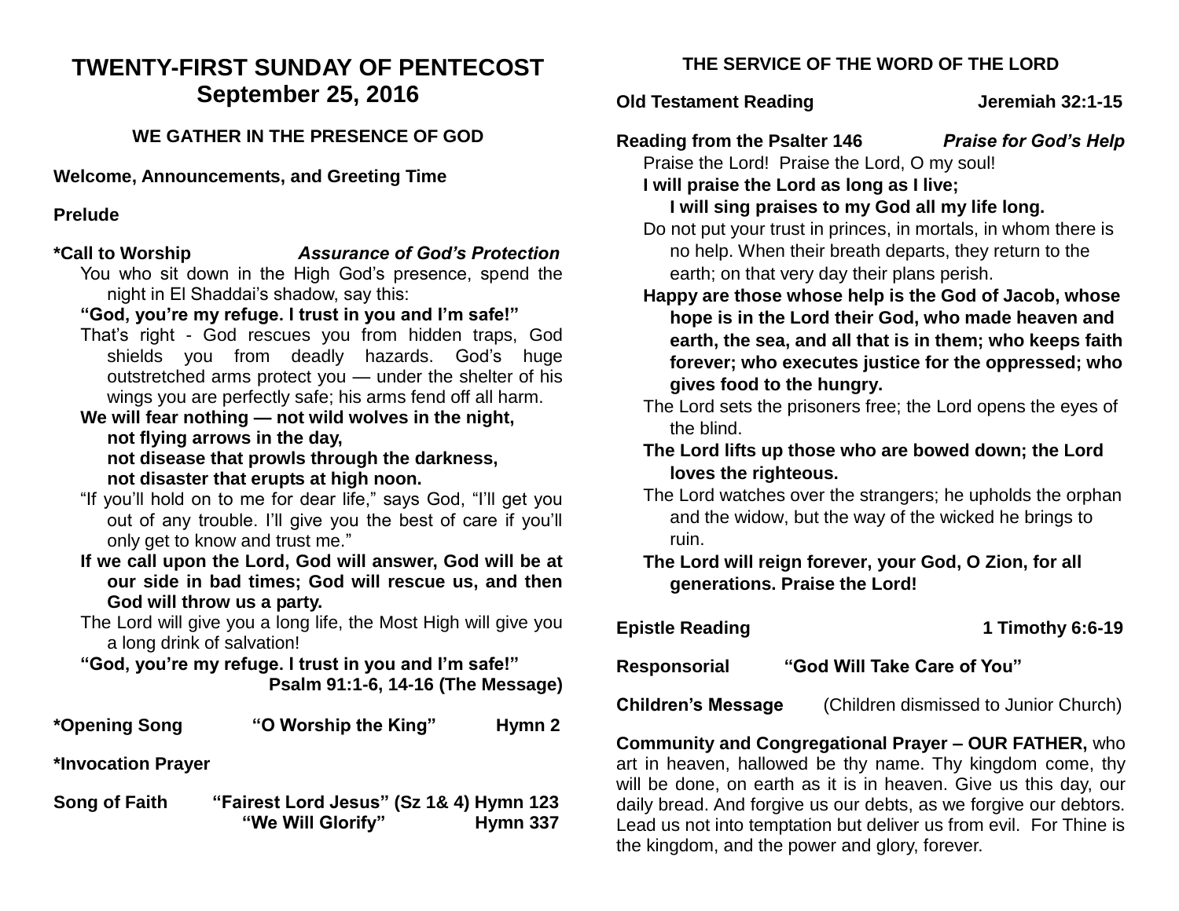# TWENTY-FIRST SUNDAY OF PENTECOST
# September 25, 2016

### WE GATHER IN THE PRESENCE OF GOD

**Welcome, Announcements, and Greeting Time**

**Prelude**

**\*Call to Worship** ***Assurance of God's Protection***

You who sit down in the High God's presence, spend the night in El Shaddai's shadow, say this:

**"God, you're my refuge. I trust in you and I'm safe!"**

That's right - God rescues you from hidden traps, God shields you from deadly hazards. God's huge outstretched arms protect you — under the shelter of his wings you are perfectly safe; his arms fend off all harm.

**We will fear nothing — not wild wolves in the night,**
**not flying arrows in the day,**
**not disease that prowls through the darkness,**
**not disaster that erupts at high noon.**

"If you'll hold on to me for dear life," says God, "I'll get you out of any trouble. I'll give you the best of care if you'll only get to know and trust me."

**If we call upon the Lord, God will answer, God will be at our side in bad times; God will rescue us, and then God will throw us a party.**

The Lord will give you a long life, the Most High will give you a long drink of salvation!

**"God, you're my refuge. I trust in you and I'm safe!"**

**Psalm 91:1-6, 14-16 (The Message)**

**\*Opening Song "O Worship the King" Hymn 2**

**\*Invocation Prayer**

**Song of Faith "Fairest Lord Jesus" (Sz 1& 4) Hymn 123**
**"We Will Glorify" Hymn 337**

### THE SERVICE OF THE WORD OF THE LORD

**Old Testament Reading Jeremiah 32:1-15**

**Reading from the Psalter 146** ***Praise for God's Help***

Praise the Lord! Praise the Lord, O my soul!

**I will praise the Lord as long as I live;**
**I will sing praises to my God all my life long.**

Do not put your trust in princes, in mortals, in whom there is no help. When their breath departs, they return to the earth; on that very day their plans perish.

**Happy are those whose help is the God of Jacob, whose hope is in the Lord their God, who made heaven and earth, the sea, and all that is in them; who keeps faith forever; who executes justice for the oppressed; who gives food to the hungry.**

The Lord sets the prisoners free; the Lord opens the eyes of the blind.

**The Lord lifts up those who are bowed down; the Lord loves the righteous.**

The Lord watches over the strangers; he upholds the orphan and the widow, but the way of the wicked he brings to ruin.

**The Lord will reign forever, your God, O Zion, for all generations. Praise the Lord!**

**Epistle Reading 1 Timothy 6:6-19**

**Responsorial "God Will Take Care of You"**

**Children's Message** (Children dismissed to Junior Church)

**Community and Congregational Prayer – OUR FATHER,** who art in heaven, hallowed be thy name. Thy kingdom come, thy will be done, on earth as it is in heaven. Give us this day, our daily bread. And forgive us our debts, as we forgive our debtors. Lead us not into temptation but deliver us from evil. For Thine is the kingdom, and the power and glory, forever.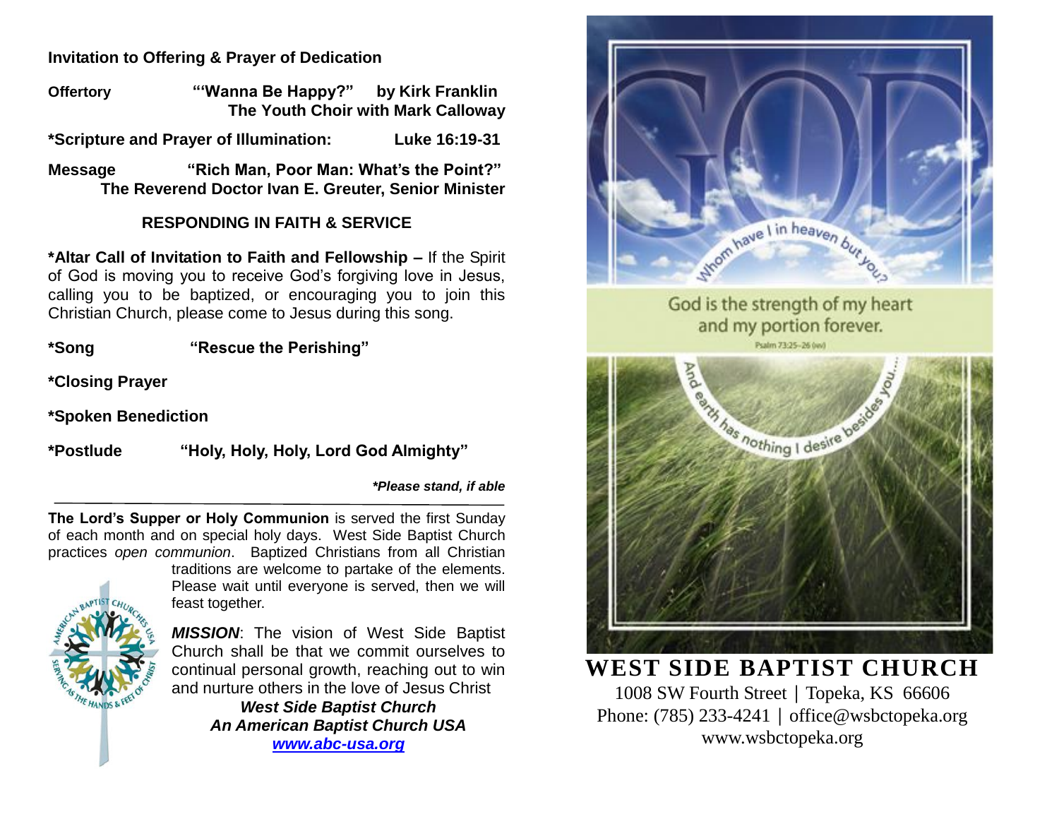**Invitation to Offering & Prayer of Dedication**

**Offertory** **"'Wanna Be Happy?" by Kirk Franklin**
**The Youth Choir with Mark Calloway**

**\*Scripture and Prayer of Illumination: Luke 16:19-31**

**Message "Rich Man, Poor Man: What's the Point?"**
**The Reverend Doctor Ivan E. Greuter, Senior Minister**

## RESPONDING IN FAITH & SERVICE

**\*Altar Call of Invitation to Faith and Fellowship –** If the Spirit of God is moving you to receive God's forgiving love in Jesus, calling you to be baptized, or encouraging you to join this Christian Church, please come to Jesus during this song.

**\*Song "Rescue the Perishing"**

**\*Closing Prayer**

**\*Spoken Benediction**

**\*Postlude "Holy, Holy, Holy, Lord God Almighty"**

***Please stand, if able***

---

**The Lord's Supper or Holy Communion** is served the first Sunday of each month and on special holy days. West Side Baptist Church practices *open communion*. Baptized Christians from all Christian traditions are welcome to partake of the elements. Please wait until everyone is served, then we will feast together.

American Baptist Churches USA
Serving as the Hands & Feet of Christ

***MISSION***: The vision of West Side Baptist Church shall be that we commit ourselves to continual personal growth, reaching out to win and nurture others in the love of Jesus Christ

***West Side Baptist Church***
***An American Baptist Church USA***
***www.abc-usa.org***

GOD

Whom have I in heaven but you?

God is the strength of my heart and my portion forever.

Psalm 73:25-26 (NIV)

And earth has nothing I desire besides you...

# WEST SIDE BAPTIST CHURCH

1008 SW Fourth Street | Topeka, KS 66606
Phone: (785) 233-4241 | office@wsbctopeka.org
www.wsbctopeka.org